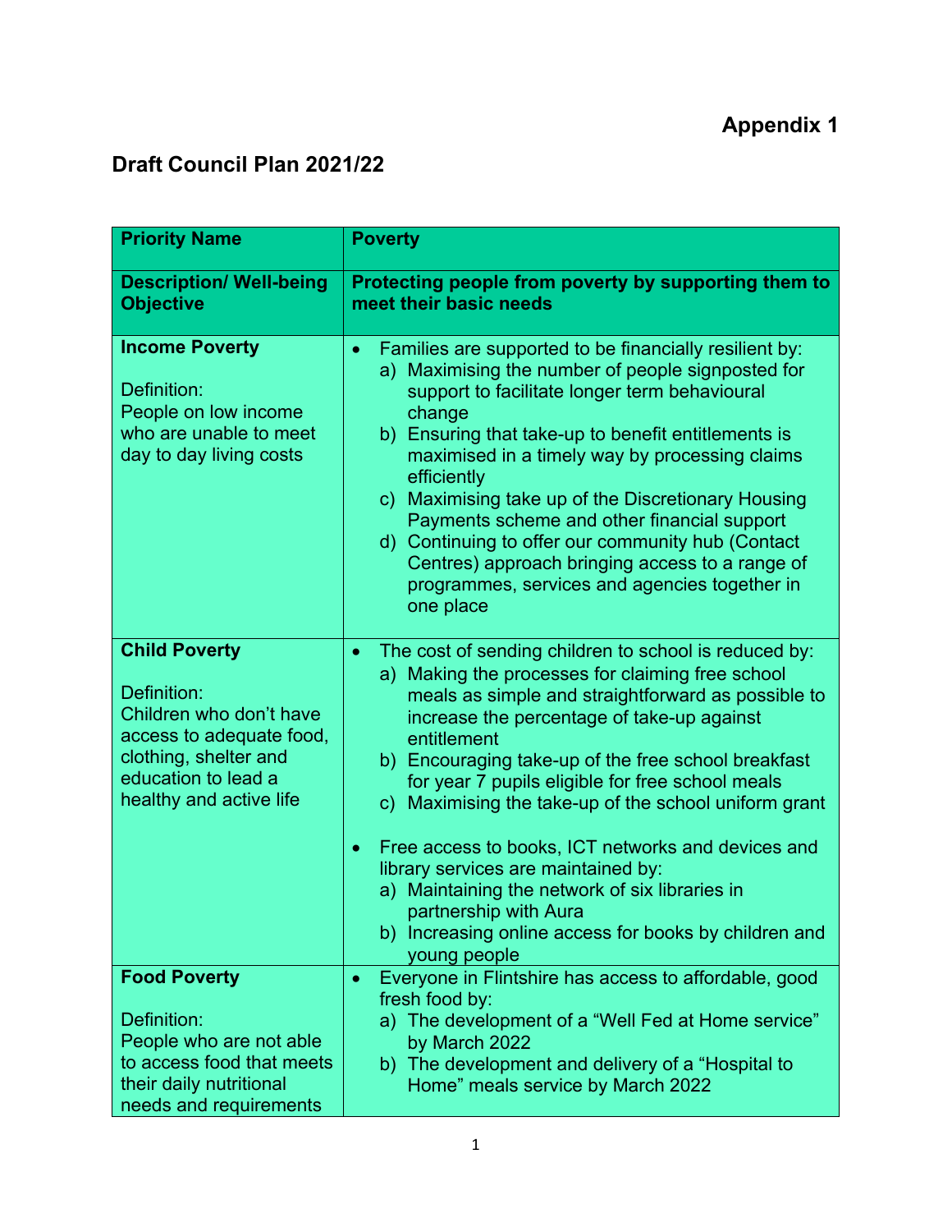**Appendix 1**

# Draft Council Plan 2021/22

| **Priority Name** | **Poverty** |
|---|---|
| **Description/ Well-being Objective** | **Protecting people from poverty by supporting them to meet their basic needs** |
| **Income Poverty**<br><br>Definition:<br>People on low income who are unable to meet day to day living costs | • Families are supported to be financially resilient by:<br>a) Maximising the number of people signposted for support to facilitate longer term behavioural change<br>b) Ensuring that take-up to benefit entitlements is maximised in a timely way by processing claims efficiently<br>c) Maximising take up of the Discretionary Housing Payments scheme and other financial support<br>d) Continuing to offer our community hub (Contact Centres) approach bringing access to a range of programmes, services and agencies together in one place |
| **Child Poverty**<br><br>Definition:<br>Children who don't have access to adequate food, clothing, shelter and education to lead a healthy and active life | • The cost of sending children to school is reduced by:<br>a) Making the processes for claiming free school meals as simple and straightforward as possible to increase the percentage of take-up against entitlement<br>b) Encouraging take-up of the free school breakfast for year 7 pupils eligible for free school meals<br>c) Maximising the take-up of the school uniform grant<br><br>• Free access to books, ICT networks and devices and library services are maintained by:<br>a) Maintaining the network of six libraries in partnership with Aura<br>b) Increasing online access for books by children and young people |
| **Food Poverty**<br><br>Definition:<br>People who are not able to access food that meets their daily nutritional needs and requirements | • Everyone in Flintshire has access to affordable, good fresh food by:<br>a) The development of a "Well Fed at Home service" by March 2022<br>b) The development and delivery of a "Hospital to Home" meals service by March 2022 |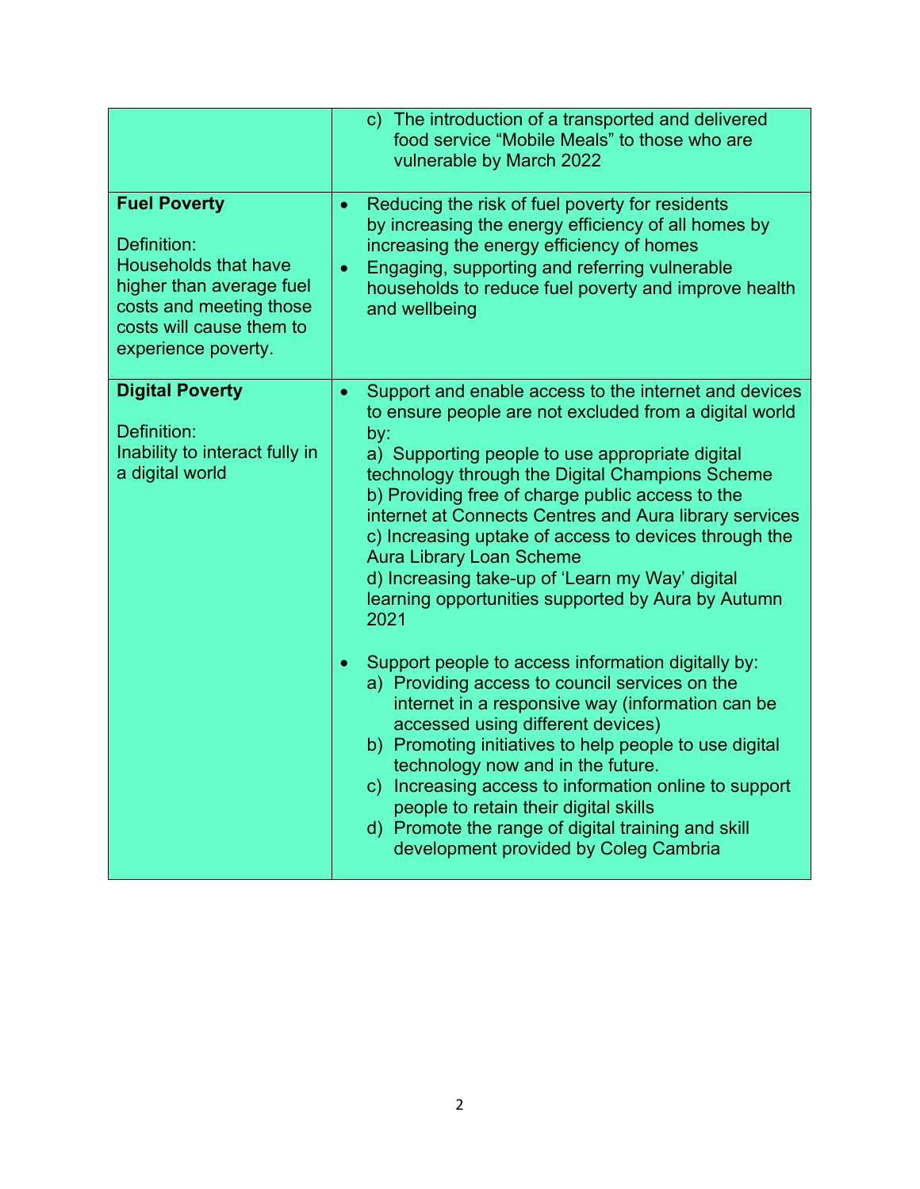| | |
|---|---|
| | c) The introduction of a transported and delivered food service "Mobile Meals" to those who are vulnerable by March 2022 |
| **Fuel Poverty**<br><br>Definition:<br>Households that have higher than average fuel costs and meeting those costs will cause them to experience poverty. | • Reducing the risk of fuel poverty for residents by increasing the energy efficiency of all homes by increasing the energy efficiency of homes<br>• Engaging, supporting and referring vulnerable households to reduce fuel poverty and improve health and wellbeing |
| **Digital Poverty**<br><br>Definition:<br>Inability to interact fully in a digital world | • Support and enable access to the internet and devices to ensure people are not excluded from a digital world by:<br>a) Supporting people to use appropriate digital technology through the Digital Champions Scheme<br>b) Providing free of charge public access to the internet at Connects Centres and Aura library services<br>c) Increasing uptake of access to devices through the Aura Library Loan Scheme<br>d) Increasing take-up of 'Learn my Way' digital learning opportunities supported by Aura by Autumn 2021<br><br>• Support people to access information digitally by:<br>a) Providing access to council services on the internet in a responsive way (information can be accessed using different devices)<br>b) Promoting initiatives to help people to use digital technology now and in the future.<br>c) Increasing access to information online to support people to retain their digital skills<br>d) Promote the range of digital training and skill development provided by Coleg Cambria |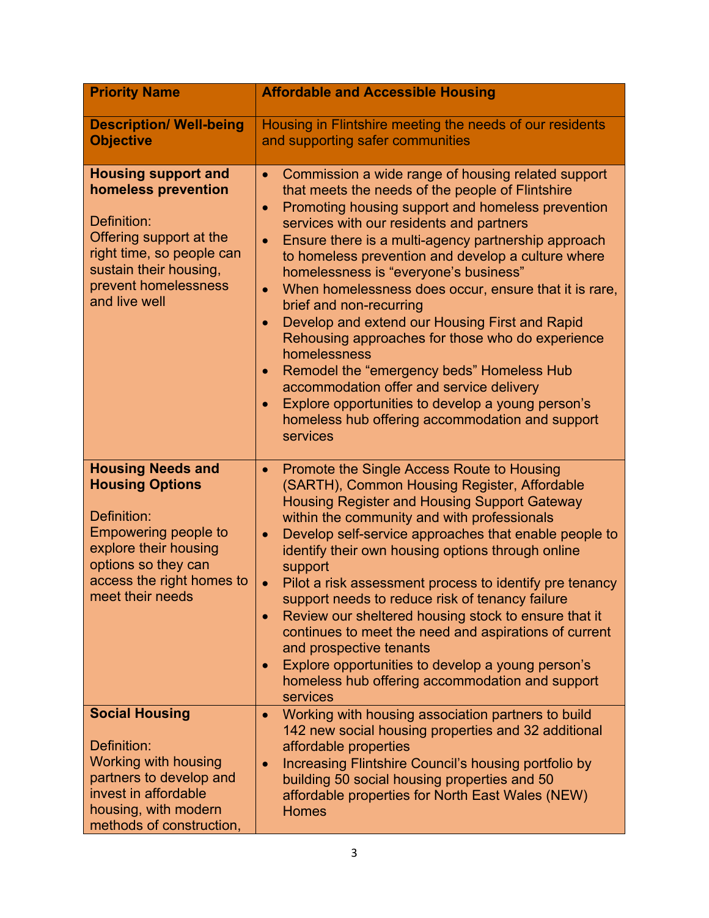| Priority Name | Affordable and Accessible Housing |
| --- | --- |
| **Description/ Well-being Objective** | Housing in Flintshire meeting the needs of our residents and supporting safer communities |
| **Housing support and homeless prevention**<br><br>Definition:<br>Offering support at the right time, so people can sustain their housing, prevent homelessness and live well | • Commission a wide range of housing related support that meets the needs of the people of Flintshire<br>• Promoting housing support and homeless prevention services with our residents and partners<br>• Ensure there is a multi-agency partnership approach to homeless prevention and develop a culture where homelessness is "everyone's business"<br>• When homelessness does occur, ensure that it is rare, brief and non-recurring<br>• Develop and extend our Housing First and Rapid Rehousing approaches for those who do experience homelessness<br>• Remodel the "emergency beds" Homeless Hub accommodation offer and service delivery<br>• Explore opportunities to develop a young person's homeless hub offering accommodation and support services |
| **Housing Needs and Housing Options**<br><br>Definition:<br>Empowering people to explore their housing options so they can access the right homes to meet their needs | • Promote the Single Access Route to Housing (SARTH), Common Housing Register, Affordable Housing Register and Housing Support Gateway within the community and with professionals<br>• Develop self-service approaches that enable people to identify their own housing options through online support<br>• Pilot a risk assessment process to identify pre tenancy support needs to reduce risk of tenancy failure<br>• Review our sheltered housing stock to ensure that it continues to meet the need and aspirations of current and prospective tenants<br>• Explore opportunities to develop a young person's homeless hub offering accommodation and support services |
| **Social Housing**<br><br>Definition:<br>Working with housing partners to develop and invest in affordable housing, with modern methods of construction, | • Working with housing association partners to build 142 new social housing properties and 32 additional affordable properties<br>• Increasing Flintshire Council's housing portfolio by building 50 social housing properties and 50 affordable properties for North East Wales (NEW) Homes |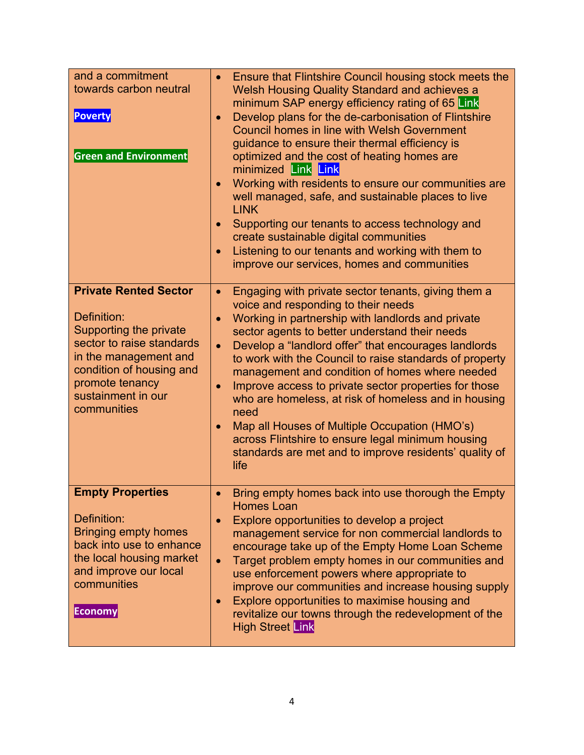| | |
|---|---|
| and a commitment towards carbon neutral<br><br>Poverty<br><br>Green and Environment | • Ensure that Flintshire Council housing stock meets the Welsh Housing Quality Standard and achieves a minimum SAP energy efficiency rating of 65 Link<br>• Develop plans for the de-carbonisation of Flintshire Council homes in line with Welsh Government guidance to ensure their thermal efficiency is optimized and the cost of heating homes are minimized Link Link<br>• Working with residents to ensure our communities are well managed, safe, and sustainable places to live LINK<br>• Supporting our tenants to access technology and create sustainable digital communities<br>• Listening to our tenants and working with them to improve our services, homes and communities |
| **Private Rented Sector**<br><br>Definition:<br>Supporting the private sector to raise standards in the management and condition of housing and promote tenancy sustainment in our communities | • Engaging with private sector tenants, giving them a voice and responding to their needs<br>• Working in partnership with landlords and private sector agents to better understand their needs<br>• Develop a "landlord offer" that encourages landlords to work with the Council to raise standards of property management and condition of homes where needed<br>• Improve access to private sector properties for those who are homeless, at risk of homeless and in housing need<br>• Map all Houses of Multiple Occupation (HMO's) across Flintshire to ensure legal minimum housing standards are met and to improve residents' quality of life |
| **Empty Properties**<br><br>Definition:<br>Bringing empty homes back into use to enhance the local housing market and improve our local communities<br><br>Economy | • Bring empty homes back into use thorough the Empty Homes Loan<br>• Explore opportunities to develop a project management service for non commercial landlords to encourage take up of the Empty Home Loan Scheme<br>• Target problem empty homes in our communities and use enforcement powers where appropriate to improve our communities and increase housing supply<br>• Explore opportunities to maximise housing and revitalize our towns through the redevelopment of the High Street Link |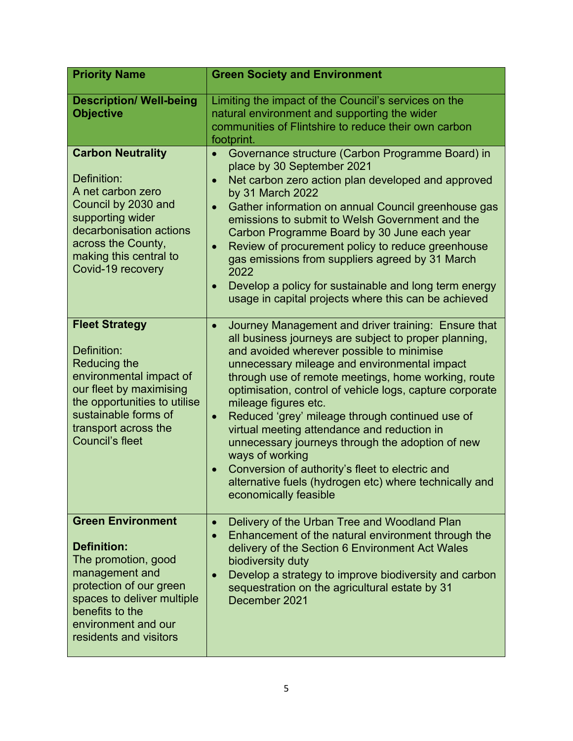| **Priority Name** | **Green Society and Environment** |
|---|---|
| **Description/ Well-being Objective** | Limiting the impact of the Council's services on the natural environment and supporting the wider communities of Flintshire to reduce their own carbon footprint. |
| **Carbon Neutrality**<br><br>Definition:<br>A net carbon zero Council by 2030 and supporting wider decarbonisation actions across the County, making this central to Covid-19 recovery | • Governance structure (Carbon Programme Board) in place by 30 September 2021<br>• Net carbon zero action plan developed and approved by 31 March 2022<br>• Gather information on annual Council greenhouse gas emissions to submit to Welsh Government and the Carbon Programme Board by 30 June each year<br>• Review of procurement policy to reduce greenhouse gas emissions from suppliers agreed by 31 March 2022<br>• Develop a policy for sustainable and long term energy usage in capital projects where this can be achieved |
| **Fleet Strategy**<br><br>Definition:<br>Reducing the environmental impact of our fleet by maximising the opportunities to utilise sustainable forms of transport across the Council's fleet | • Journey Management and driver training: Ensure that all business journeys are subject to proper planning, and avoided wherever possible to minimise unnecessary mileage and environmental impact through use of remote meetings, home working, route optimisation, control of vehicle logs, capture corporate mileage figures etc.<br>• Reduced 'grey' mileage through continued use of virtual meeting attendance and reduction in unnecessary journeys through the adoption of new ways of working<br>• Conversion of authority's fleet to electric and alternative fuels (hydrogen etc) where technically and economically feasible |
| **Green Environment**<br><br>**Definition:**<br>The promotion, good management and protection of our green spaces to deliver multiple benefits to the environment and our residents and visitors | • Delivery of the Urban Tree and Woodland Plan<br>• Enhancement of the natural environment through the delivery of the Section 6 Environment Act Wales biodiversity duty<br>• Develop a strategy to improve biodiversity and carbon sequestration on the agricultural estate by 31 December 2021 |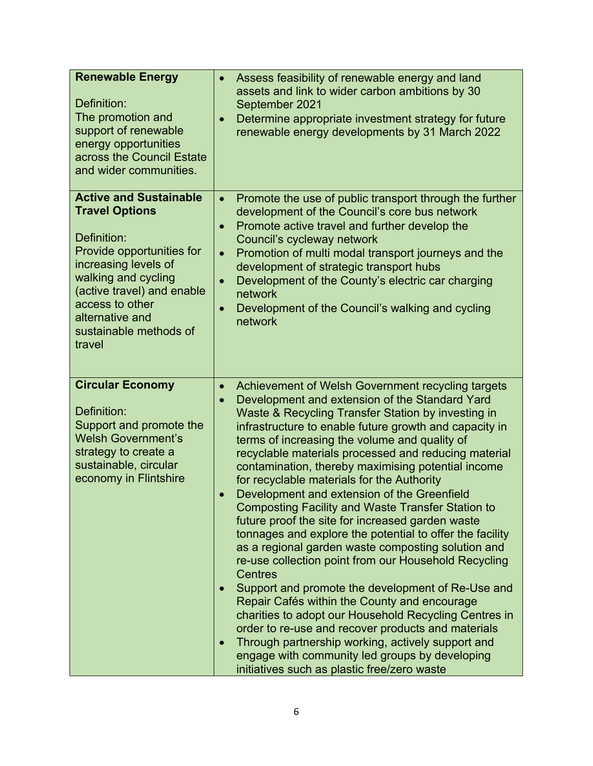| | |
|---|---|
| **Renewable Energy**<br><br>Definition:<br>The promotion and support of renewable energy opportunities across the Council Estate and wider communities. | • Assess feasibility of renewable energy and land assets and link to wider carbon ambitions by 30 September 2021<br>• Determine appropriate investment strategy for future renewable energy developments by 31 March 2022 |
| **Active and Sustainable Travel Options**<br><br>Definition:<br>Provide opportunities for increasing levels of walking and cycling (active travel) and enable access to other alternative and sustainable methods of travel | • Promote the use of public transport through the further development of the Council's core bus network<br>• Promote active travel and further develop the Council's cycleway network<br>• Promotion of multi modal transport journeys and the development of strategic transport hubs<br>• Development of the County's electric car charging network<br>• Development of the Council's walking and cycling network |
| **Circular Economy**<br><br>Definition:<br>Support and promote the Welsh Government's strategy to create a sustainable, circular economy in Flintshire | • Achievement of Welsh Government recycling targets<br>• Development and extension of the Standard Yard Waste & Recycling Transfer Station by investing in infrastructure to enable future growth and capacity in terms of increasing the volume and quality of recyclable materials processed and reducing material contamination, thereby maximising potential income for recyclable materials for the Authority<br>• Development and extension of the Greenfield Composting Facility and Waste Transfer Station to future proof the site for increased garden waste tonnages and explore the potential to offer the facility as a regional garden waste composting solution and re-use collection point from our Household Recycling Centres<br>• Support and promote the development of Re-Use and Repair Cafés within the County and encourage charities to adopt our Household Recycling Centres in order to re-use and recover products and materials<br>• Through partnership working, actively support and engage with community led groups by developing initiatives such as plastic free/zero waste |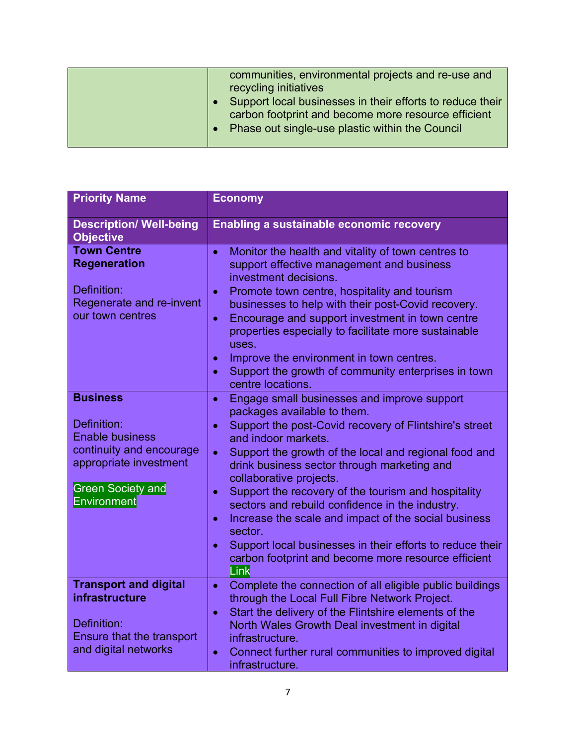| | |
|---|---|
| | communities, environmental projects and re-use and recycling initiatives<br>• Support local businesses in their efforts to reduce their carbon footprint and become more resource efficient<br>• Phase out single-use plastic within the Council |

| **Priority Name** | **Economy** |
|---|---|
| **Description/ Well-being Objective** | **Enabling a sustainable economic recovery** |
| **Town Centre Regeneration**<br><br>Definition:<br>Regenerate and re-invent our town centres | • Monitor the health and vitality of town centres to support effective management and business investment decisions.<br>• Promote town centre, hospitality and tourism businesses to help with their post-Covid recovery.<br>• Encourage and support investment in town centre properties especially to facilitate more sustainable uses.<br>• Improve the environment in town centres.<br>• Support the growth of community enterprises in town centre locations. |
| **Business**<br><br>Definition:<br>Enable business continuity and encourage appropriate investment<br><br>Green Society and Environment | • Engage small businesses and improve support packages available to them.<br>• Support the post-Covid recovery of Flintshire's street and indoor markets.<br>• Support the growth of the local and regional food and drink business sector through marketing and collaborative projects.<br>• Support the recovery of the tourism and hospitality sectors and rebuild confidence in the industry.<br>• Increase the scale and impact of the social business sector.<br>• Support local businesses in their efforts to reduce their carbon footprint and become more resource efficient Link |
| **Transport and digital infrastructure**<br><br>Definition:<br>Ensure that the transport and digital networks | • Complete the connection of all eligible public buildings through the Local Full Fibre Network Project.<br>• Start the delivery of the Flintshire elements of the North Wales Growth Deal investment in digital infrastructure.<br>• Connect further rural communities to improved digital infrastructure. |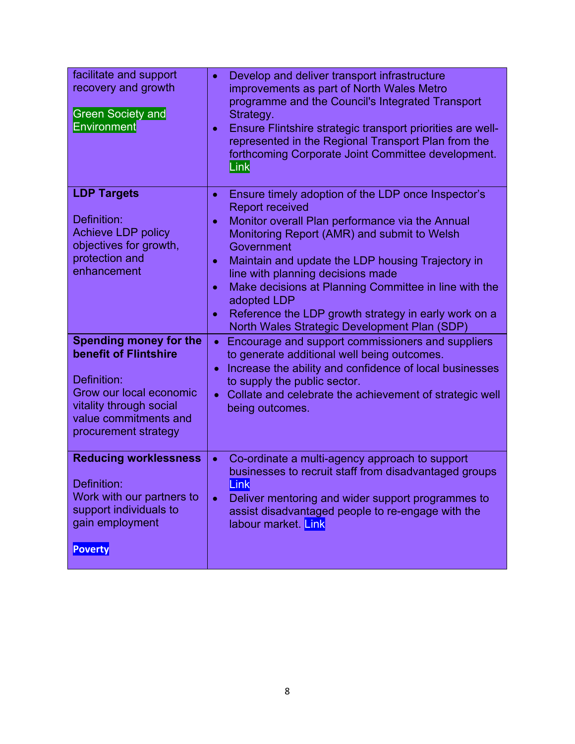| | |
|---|---|
| facilitate and support recovery and growth<br><br>Green Society and Environment | • Develop and deliver transport infrastructure improvements as part of North Wales Metro programme and the Council's Integrated Transport Strategy.<br>• Ensure Flintshire strategic transport priorities are well-represented in the Regional Transport Plan from the forthcoming Corporate Joint Committee development. Link |
| **LDP Targets**<br><br>Definition:<br>Achieve LDP policy objectives for growth, protection and enhancement | • Ensure timely adoption of the LDP once Inspector's Report received<br>• Monitor overall Plan performance via the Annual Monitoring Report (AMR) and submit to Welsh Government<br>• Maintain and update the LDP housing Trajectory in line with planning decisions made<br>• Make decisions at Planning Committee in line with the adopted LDP<br>• Reference the LDP growth strategy in early work on a North Wales Strategic Development Plan (SDP) |
| **Spending money for the benefit of Flintshire**<br><br>Definition:<br>Grow our local economic vitality through social value commitments and procurement strategy | • Encourage and support commissioners and suppliers to generate additional well being outcomes.<br>• Increase the ability and confidence of local businesses to supply the public sector.<br>• Collate and celebrate the achievement of strategic well being outcomes. |
| **Reducing worklessness**<br><br>Definition:<br>Work with our partners to support individuals to gain employment<br><br>**Poverty** | • Co-ordinate a multi-agency approach to support businesses to recruit staff from disadvantaged groups Link<br>• Deliver mentoring and wider support programmes to assist disadvantaged people to re-engage with the labour market. Link |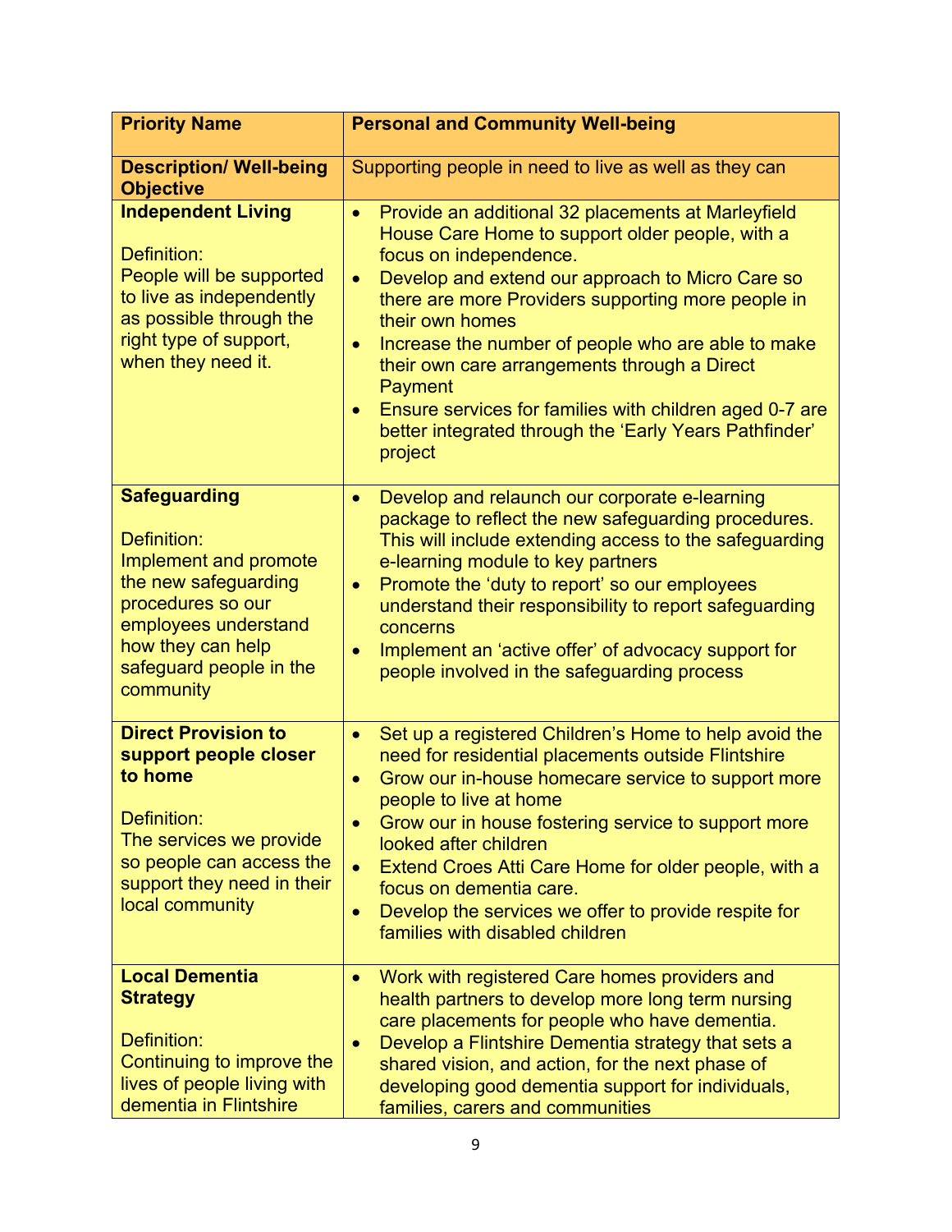| **Priority Name** | **Personal and Community Well-being** |
|---|---|
| **Description/ Well-being Objective** | Supporting people in need to live as well as they can |
| **Independent Living**<br><br>Definition:<br>People will be supported to live as independently as possible through the right type of support, when they need it. | • Provide an additional 32 placements at Marleyfield House Care Home to support older people, with a focus on independence.<br>• Develop and extend our approach to Micro Care so there are more Providers supporting more people in their own homes<br>• Increase the number of people who are able to make their own care arrangements through a Direct Payment<br>• Ensure services for families with children aged 0-7 are better integrated through the 'Early Years Pathfinder' project |
| **Safeguarding**<br><br>Definition:<br>Implement and promote the new safeguarding procedures so our employees understand how they can help safeguard people in the community | • Develop and relaunch our corporate e-learning package to reflect the new safeguarding procedures. This will include extending access to the safeguarding e-learning module to key partners<br>• Promote the 'duty to report' so our employees understand their responsibility to report safeguarding concerns<br>• Implement an 'active offer' of advocacy support for people involved in the safeguarding process |
| **Direct Provision to support people closer to home**<br><br>Definition:<br>The services we provide so people can access the support they need in their local community | • Set up a registered Children's Home to help avoid the need for residential placements outside Flintshire<br>• Grow our in-house homecare service to support more people to live at home<br>• Grow our in house fostering service to support more looked after children<br>• Extend Croes Atti Care Home for older people, with a focus on dementia care.<br>• Develop the services we offer to provide respite for families with disabled children |
| **Local Dementia Strategy**<br><br>Definition:<br>Continuing to improve the lives of people living with dementia in Flintshire | • Work with registered Care homes providers and health partners to develop more long term nursing care placements for people who have dementia.<br>• Develop a Flintshire Dementia strategy that sets a shared vision, and action, for the next phase of developing good dementia support for individuals, families, carers and communities |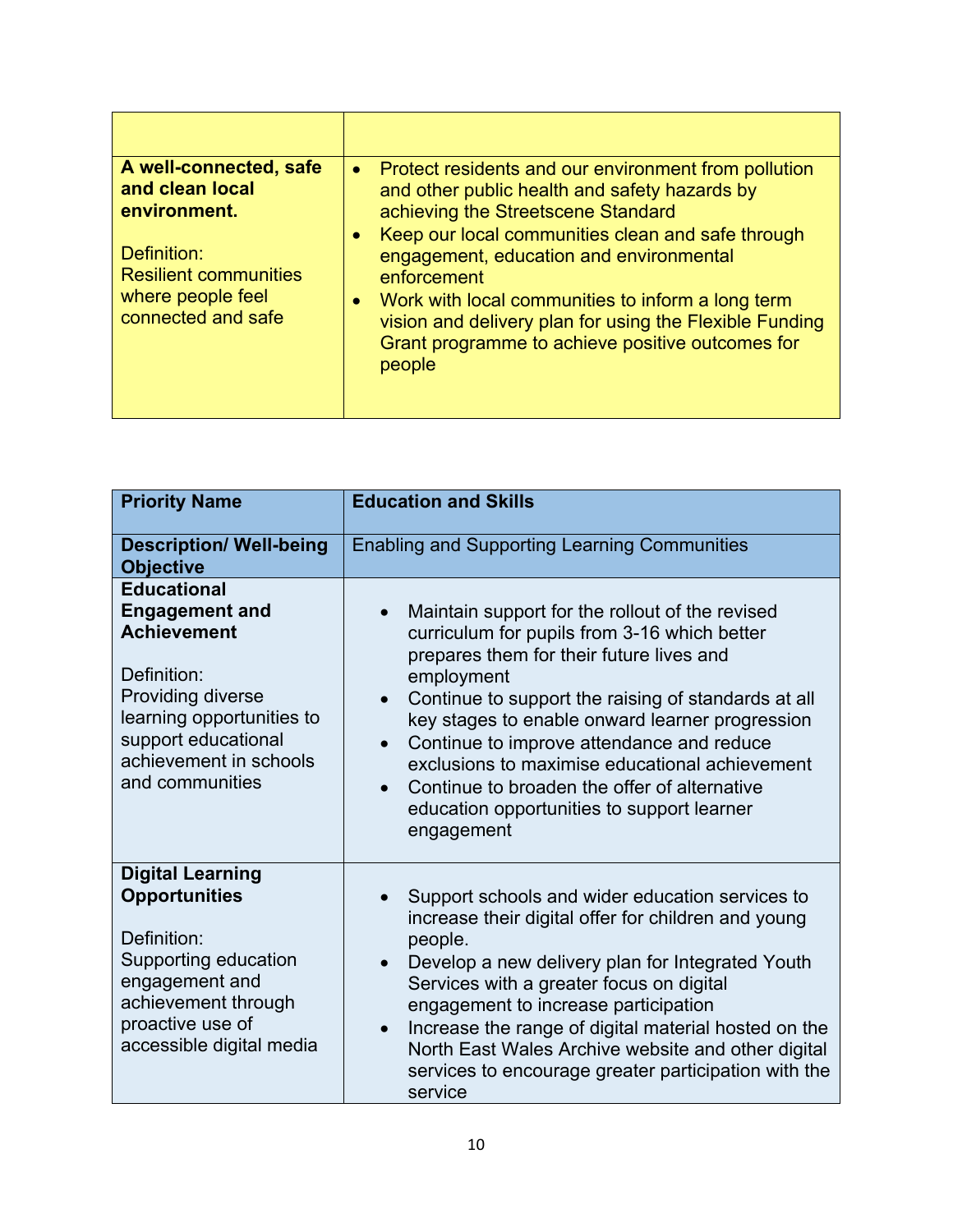| | |
|---|---|
| **A well-connected, safe and clean local environment.**<br><br>Definition:<br>Resilient communities where people feel connected and safe | • Protect residents and our environment from pollution and other public health and safety hazards by achieving the Streetscene Standard<br>• Keep our local communities clean and safe through engagement, education and environmental enforcement<br>• Work with local communities to inform a long term vision and delivery plan for using the Flexible Funding Grant programme to achieve positive outcomes for people |

| **Priority Name** | **Education and Skills** |
|---|---|
| **Description/ Well-being Objective** | Enabling and Supporting Learning Communities |
| **Educational Engagement and Achievement**<br><br>Definition:<br>Providing diverse learning opportunities to support educational achievement in schools and communities | • Maintain support for the rollout of the revised curriculum for pupils from 3-16 which better prepares them for their future lives and employment<br>• Continue to support the raising of standards at all key stages to enable onward learner progression<br>• Continue to improve attendance and reduce exclusions to maximise educational achievement<br>• Continue to broaden the offer of alternative education opportunities to support learner engagement |
| **Digital Learning Opportunities**<br><br>Definition:<br>Supporting education engagement and achievement through proactive use of accessible digital media | • Support schools and wider education services to increase their digital offer for children and young people.<br>• Develop a new delivery plan for Integrated Youth Services with a greater focus on digital engagement to increase participation<br>• Increase the range of digital material hosted on the North East Wales Archive website and other digital services to encourage greater participation with the service |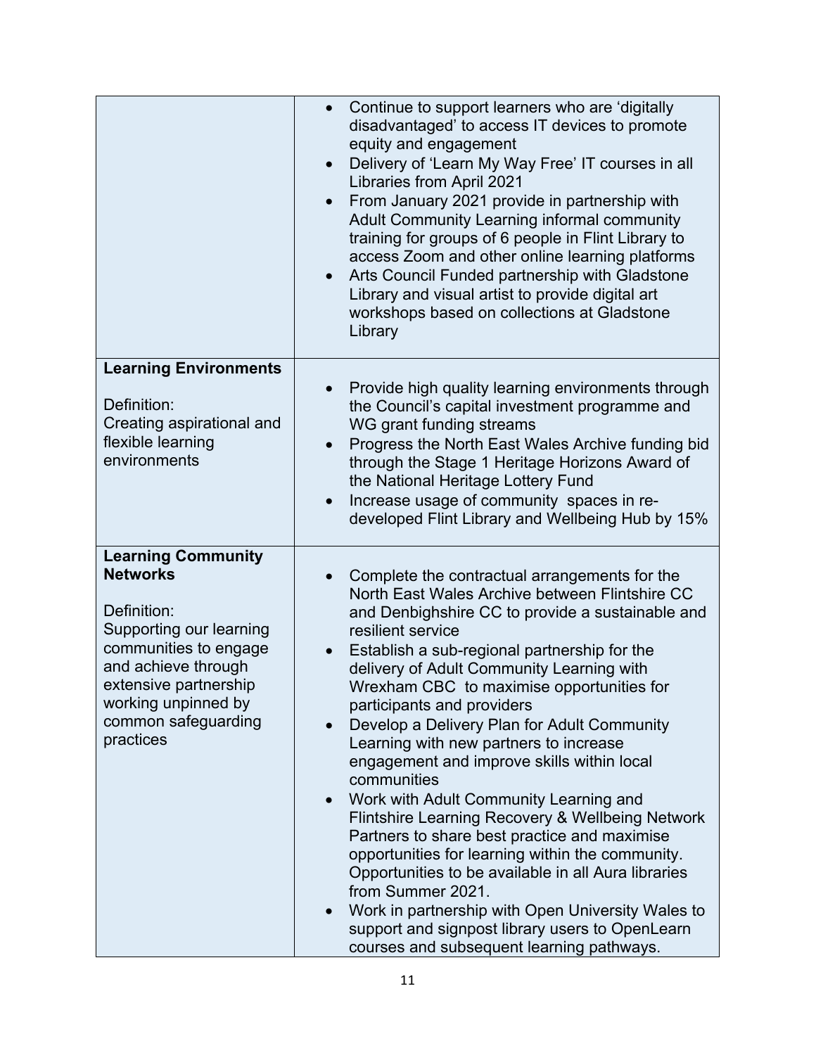| | |
|---|---|
| | • Continue to support learners who are 'digitally disadvantaged' to access IT devices to promote equity and engagement<br>• Delivery of 'Learn My Way Free' IT courses in all Libraries from April 2021<br>• From January 2021 provide in partnership with Adult Community Learning informal community training for groups of 6 people in Flint Library to access Zoom and other online learning platforms<br>• Arts Council Funded partnership with Gladstone Library and visual artist to provide digital art workshops based on collections at Gladstone Library |
| **Learning Environments**<br><br>Definition:<br>Creating aspirational and flexible learning environments | • Provide high quality learning environments through the Council's capital investment programme and WG grant funding streams<br>• Progress the North East Wales Archive funding bid through the Stage 1 Heritage Horizons Award of the National Heritage Lottery Fund<br>• Increase usage of community spaces in re-developed Flint Library and Wellbeing Hub by 15% |
| **Learning Community Networks**<br><br>Definition:<br>Supporting our learning communities to engage and achieve through extensive partnership working unpinned by common safeguarding practices | • Complete the contractual arrangements for the North East Wales Archive between Flintshire CC and Denbighshire CC to provide a sustainable and resilient service<br>• Establish a sub-regional partnership for the delivery of Adult Community Learning with Wrexham CBC to maximise opportunities for participants and providers<br>• Develop a Delivery Plan for Adult Community Learning with new partners to increase engagement and improve skills within local communities<br>• Work with Adult Community Learning and Flintshire Learning Recovery & Wellbeing Network Partners to share best practice and maximise opportunities for learning within the community. Opportunities to be available in all Aura libraries from Summer 2021.<br>• Work in partnership with Open University Wales to support and signpost library users to OpenLearn courses and subsequent learning pathways. |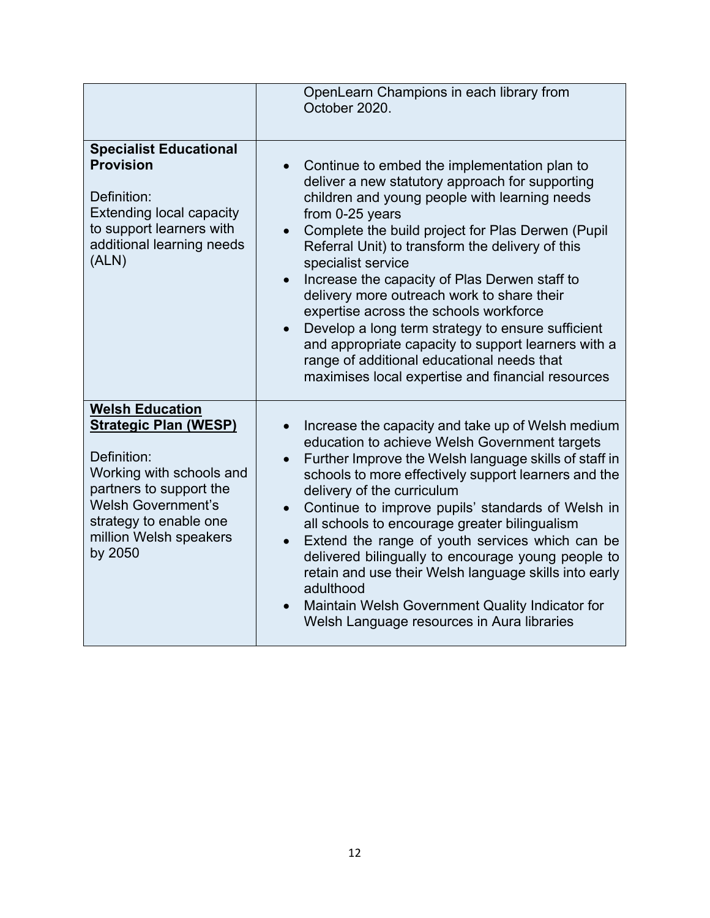| | |
|---|---|
| | OpenLearn Champions in each library from October 2020. |
| **Specialist Educational Provision**<br><br>Definition:<br>Extending local capacity to support learners with additional learning needs (ALN) | • Continue to embed the implementation plan to deliver a new statutory approach for supporting children and young people with learning needs from 0-25 years<br>• Complete the build project for Plas Derwen (Pupil Referral Unit) to transform the delivery of this specialist service<br>• Increase the capacity of Plas Derwen staff to delivery more outreach work to share their expertise across the schools workforce<br>• Develop a long term strategy to ensure sufficient and appropriate capacity to support learners with a range of additional educational needs that maximises local expertise and financial resources |
| **<u>Welsh Education Strategic Plan (WESP)</u>**<br><br>Definition:<br>Working with schools and partners to support the Welsh Government's strategy to enable one million Welsh speakers by 2050 | • Increase the capacity and take up of Welsh medium education to achieve Welsh Government targets<br>• Further Improve the Welsh language skills of staff in schools to more effectively support learners and the delivery of the curriculum<br>• Continue to improve pupils' standards of Welsh in all schools to encourage greater bilingualism<br>• Extend the range of youth services which can be delivered bilingually to encourage young people to retain and use their Welsh language skills into early adulthood<br>• Maintain Welsh Government Quality Indicator for Welsh Language resources in Aura libraries |